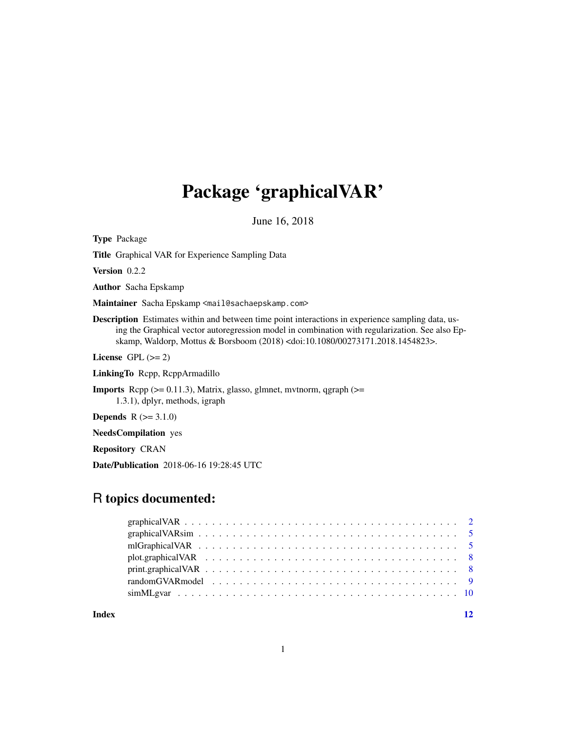# Package 'graphicalVAR'

June 16, 2018

**Type** Package

**Title** Graphical VAR for Experience Sampling Data

**Version** 0.2.2

**Author** Sacha Epskamp

**Maintainer** Sacha Epskamp <mail@sachaepskamp.com>

**Description** Estimates within and between time point interactions in experience sampling data, using the Graphical vector autoregression model in combination with regularization. See also Epskamp, Waldorp, Mottus & Borsboom (2018) <doi:10.1080/00273171.2018.1454823>.

**License** GPL (>= 2)

**LinkingTo** Rcpp, RcppArmadillo

**Imports** Rcpp (>= 0.11.3), Matrix, glasso, glmnet, mvtnorm, qgraph (>= 1.3.1), dplyr, methods, igraph

**Depends** R (>= 3.1.0)

**NeedsCompilation** yes

**Repository** CRAN

**Date/Publication** 2018-06-16 19:28:45 UTC

## R topics documented:

graphicalVAR . . . . . . . . . . . . . . . . . . . . . . . . . . . . . . . . . . . . . . 2
graphicalVARsim . . . . . . . . . . . . . . . . . . . . . . . . . . . . . . . . . . . . 5
mlGraphicalVAR . . . . . . . . . . . . . . . . . . . . . . . . . . . . . . . . . . . . 5
plot.graphicalVAR . . . . . . . . . . . . . . . . . . . . . . . . . . . . . . . . . . . 8
print.graphicalVAR . . . . . . . . . . . . . . . . . . . . . . . . . . . . . . . . . . . 8
randomGVARmodel . . . . . . . . . . . . . . . . . . . . . . . . . . . . . . . . . . . 9
simMLgvar . . . . . . . . . . . . . . . . . . . . . . . . . . . . . . . . . . . . . . . 10

**Index** **12**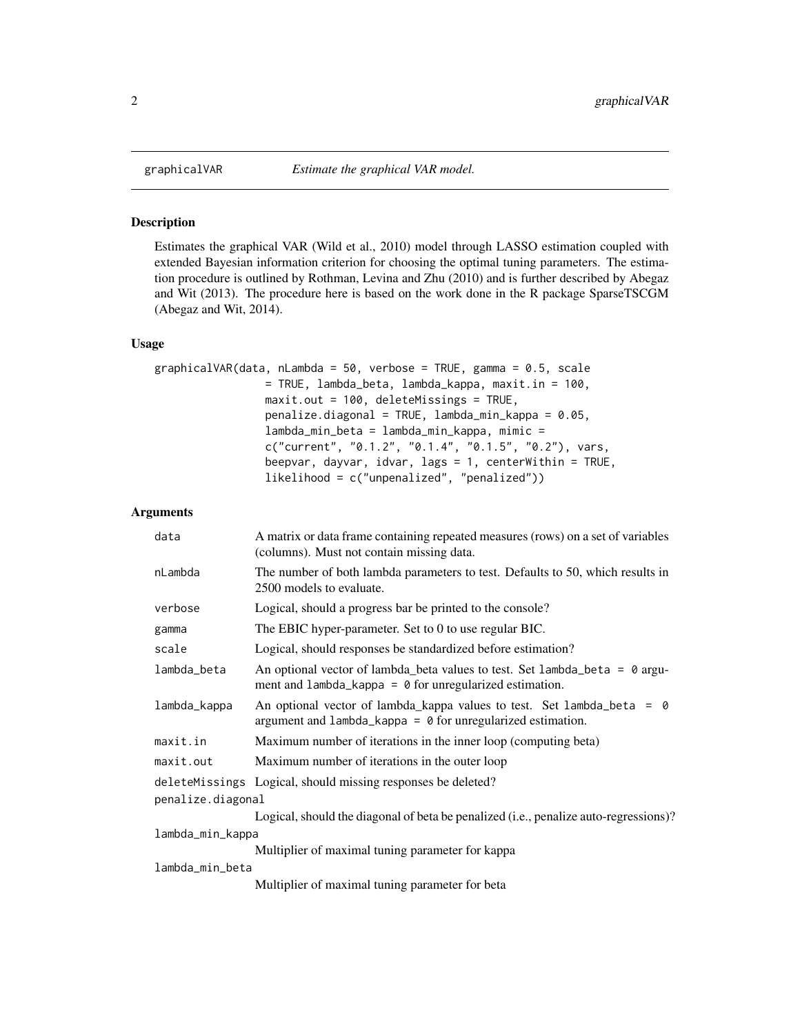graphicalVAR *Estimate the graphical VAR model.*

## Description

Estimates the graphical VAR (Wild et al., 2010) model through LASSO estimation coupled with extended Bayesian information criterion for choosing the optimal tuning parameters. The estimation procedure is outlined by Rothman, Levina and Zhu (2010) and is further described by Abegaz and Wit (2013). The procedure here is based on the work done in the R package SparseTSCGM (Abegaz and Wit, 2014).

## Usage

```
graphicalVAR(data, nLambda = 50, verbose = TRUE, gamma = 0.5, scale
                = TRUE, lambda_beta, lambda_kappa, maxit.in = 100,
                maxit.out = 100, deleteMissings = TRUE,
                penalize.diagonal = TRUE, lambda_min_kappa = 0.05,
                lambda_min_beta = lambda_min_kappa, mimic =
                c("current", "0.1.2", "0.1.4", "0.1.5", "0.2"), vars,
                beepvar, dayvar, idvar, lags = 1, centerWithin = TRUE,
                likelihood = c("unpenalized", "penalized"))
```

## Arguments

| | |
|---|---|
| data | A matrix or data frame containing repeated measures (rows) on a set of variables (columns). Must not contain missing data. |
| nLambda | The number of both lambda parameters to test. Defaults to 50, which results in 2500 models to evaluate. |
| verbose | Logical, should a progress bar be printed to the console? |
| gamma | The EBIC hyper-parameter. Set to 0 to use regular BIC. |
| scale | Logical, should responses be standardized before estimation? |
| lambda_beta | An optional vector of lambda_beta values to test. Set `lambda_beta = 0` argument and `lambda_kappa = 0` for unregularized estimation. |
| lambda_kappa | An optional vector of lambda_kappa values to test. Set `lambda_beta = 0` argument and `lambda_kappa = 0` for unregularized estimation. |
| maxit.in | Maximum number of iterations in the inner loop (computing beta) |
| maxit.out | Maximum number of iterations in the outer loop |
| deleteMissings | Logical, should missing responses be deleted? |
| penalize.diagonal | Logical, should the diagonal of beta be penalized (i.e., penalize auto-regressions)? |
| lambda_min_kappa | Multiplier of maximal tuning parameter for kappa |
| lambda_min_beta | Multiplier of maximal tuning parameter for beta |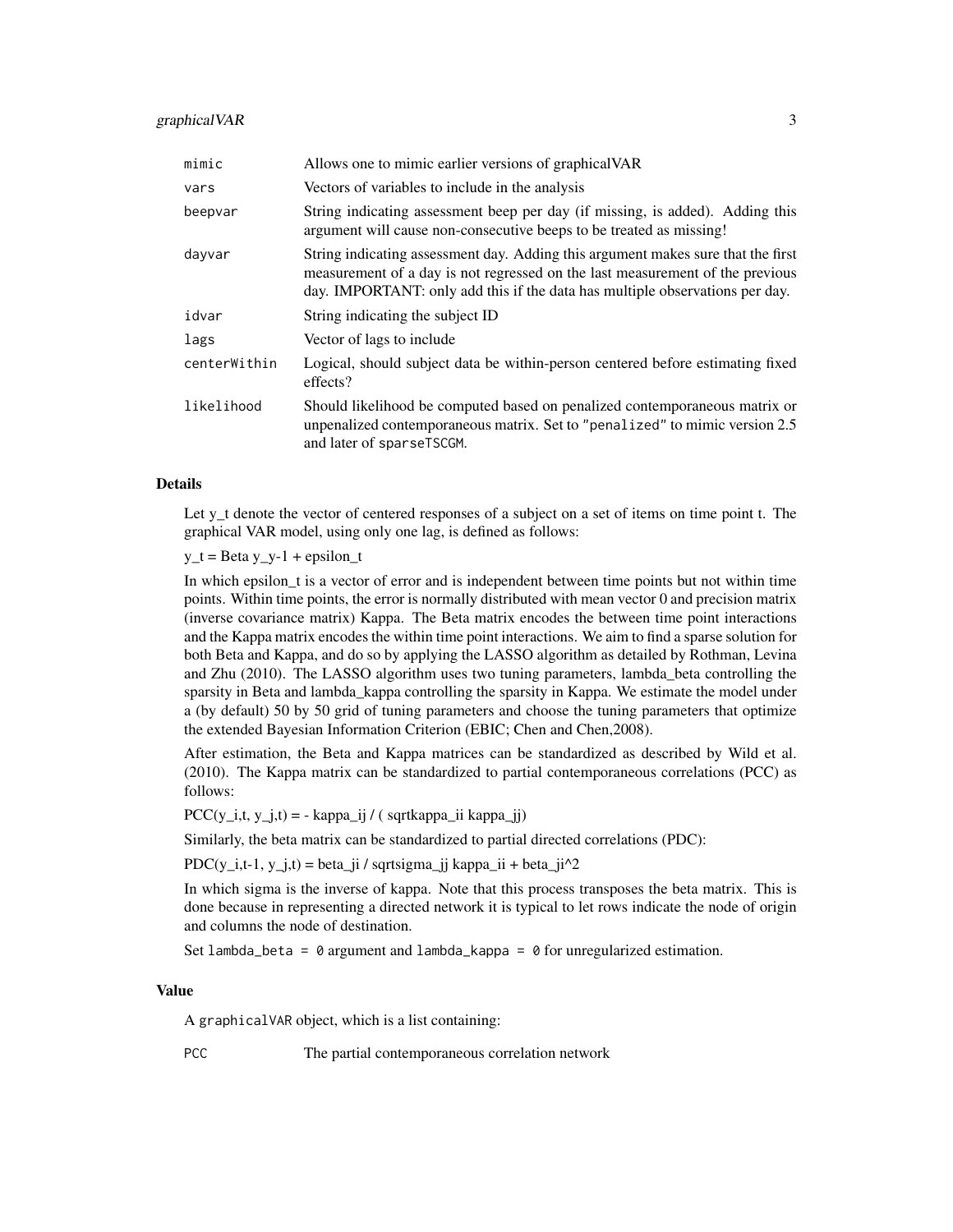| | |
|---|---|
| mimic | Allows one to mimic earlier versions of graphicalVAR |
| vars | Vectors of variables to include in the analysis |
| beepvar | String indicating assessment beep per day (if missing, is added). Adding this argument will cause non-consecutive beeps to be treated as missing! |
| dayvar | String indicating assessment day. Adding this argument makes sure that the first measurement of a day is not regressed on the last measurement of the previous day. IMPORTANT: only add this if the data has multiple observations per day. |
| idvar | String indicating the subject ID |
| lags | Vector of lags to include |
| centerWithin | Logical, should subject data be within-person centered before estimating fixed effects? |
| likelihood | Should likelihood be computed based on penalized contemporaneous matrix or unpenalized contemporaneous matrix. Set to "penalized" to mimic version 2.5 and later of sparseTSCGM. |

### Details

Let y_t denote the vector of centered responses of a subject on a set of items on time point t. The graphical VAR model, using only one lag, is defined as follows:

y_t = Beta y_y-1 + epsilon_t

In which epsilon_t is a vector of error and is independent between time points but not within time points. Within time points, the error is normally distributed with mean vector 0 and precision matrix (inverse covariance matrix) Kappa. The Beta matrix encodes the between time point interactions and the Kappa matrix encodes the within time point interactions. We aim to find a sparse solution for both Beta and Kappa, and do so by applying the LASSO algorithm as detailed by Rothman, Levina and Zhu (2010). The LASSO algorithm uses two tuning parameters, lambda_beta controlling the sparsity in Beta and lambda_kappa controlling the sparsity in Kappa. We estimate the model under a (by default) 50 by 50 grid of tuning parameters and choose the tuning parameters that optimize the extended Bayesian Information Criterion (EBIC; Chen and Chen,2008).

After estimation, the Beta and Kappa matrices can be standardized as described by Wild et al. (2010). The Kappa matrix can be standardized to partial contemporaneous correlations (PCC) as follows:

PCC(y_i,t, y_j,t) = - kappa_ij / ( sqrtkappa_ii kappa_jj)

Similarly, the beta matrix can be standardized to partial directed correlations (PDC):

PDC(y_i,t-1, y_j,t) = beta_ji / sqrtsigma_jj kappa_ii + beta_ji^2

In which sigma is the inverse of kappa. Note that this process transposes the beta matrix. This is done because in representing a directed network it is typical to let rows indicate the node of origin and columns the node of destination.

Set `lambda_beta = 0` argument and `lambda_kappa = 0` for unregularized estimation.

### Value

A graphicalVAR object, which is a list containing:

| | |
|---|---|
| PCC | The partial contemporaneous correlation network |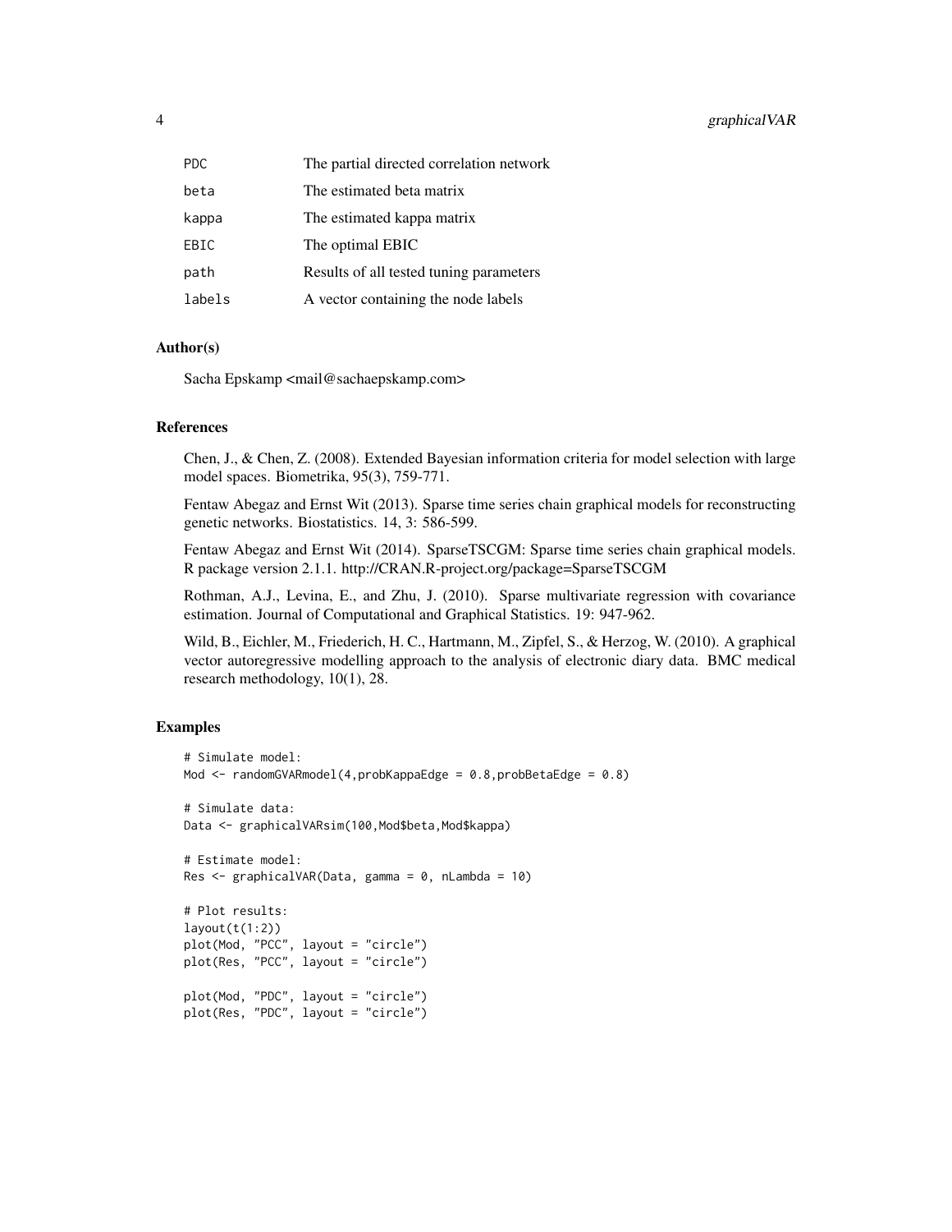| | |
|---|---|
| PDC | The partial directed correlation network |
| beta | The estimated beta matrix |
| kappa | The estimated kappa matrix |
| EBIC | The optimal EBIC |
| path | Results of all tested tuning parameters |
| labels | A vector containing the node labels |

## Author(s)

Sacha Epskamp <mail@sachaepskamp.com>

## References

Chen, J., & Chen, Z. (2008). Extended Bayesian information criteria for model selection with large model spaces. Biometrika, 95(3), 759-771.

Fentaw Abegaz and Ernst Wit (2013). Sparse time series chain graphical models for reconstructing genetic networks. Biostatistics. 14, 3: 586-599.

Fentaw Abegaz and Ernst Wit (2014). SparseTSCGM: Sparse time series chain graphical models. R package version 2.1.1. http://CRAN.R-project.org/package=SparseTSCGM

Rothman, A.J., Levina, E., and Zhu, J. (2010). Sparse multivariate regression with covariance estimation. Journal of Computational and Graphical Statistics. 19: 947-962.

Wild, B., Eichler, M., Friederich, H. C., Hartmann, M., Zipfel, S., & Herzog, W. (2010). A graphical vector autoregressive modelling approach to the analysis of electronic diary data. BMC medical research methodology, 10(1), 28.

## Examples

```
# Simulate model:
Mod <- randomGVARmodel(4,probKappaEdge = 0.8,probBetaEdge = 0.8)

# Simulate data:
Data <- graphicalVARsim(100,Mod$beta,Mod$kappa)

# Estimate model:
Res <- graphicalVAR(Data, gamma = 0, nLambda = 10)

# Plot results:
layout(t(1:2))
plot(Mod, "PCC", layout = "circle")
plot(Res, "PCC", layout = "circle")

plot(Mod, "PDC", layout = "circle")
plot(Res, "PDC", layout = "circle")
```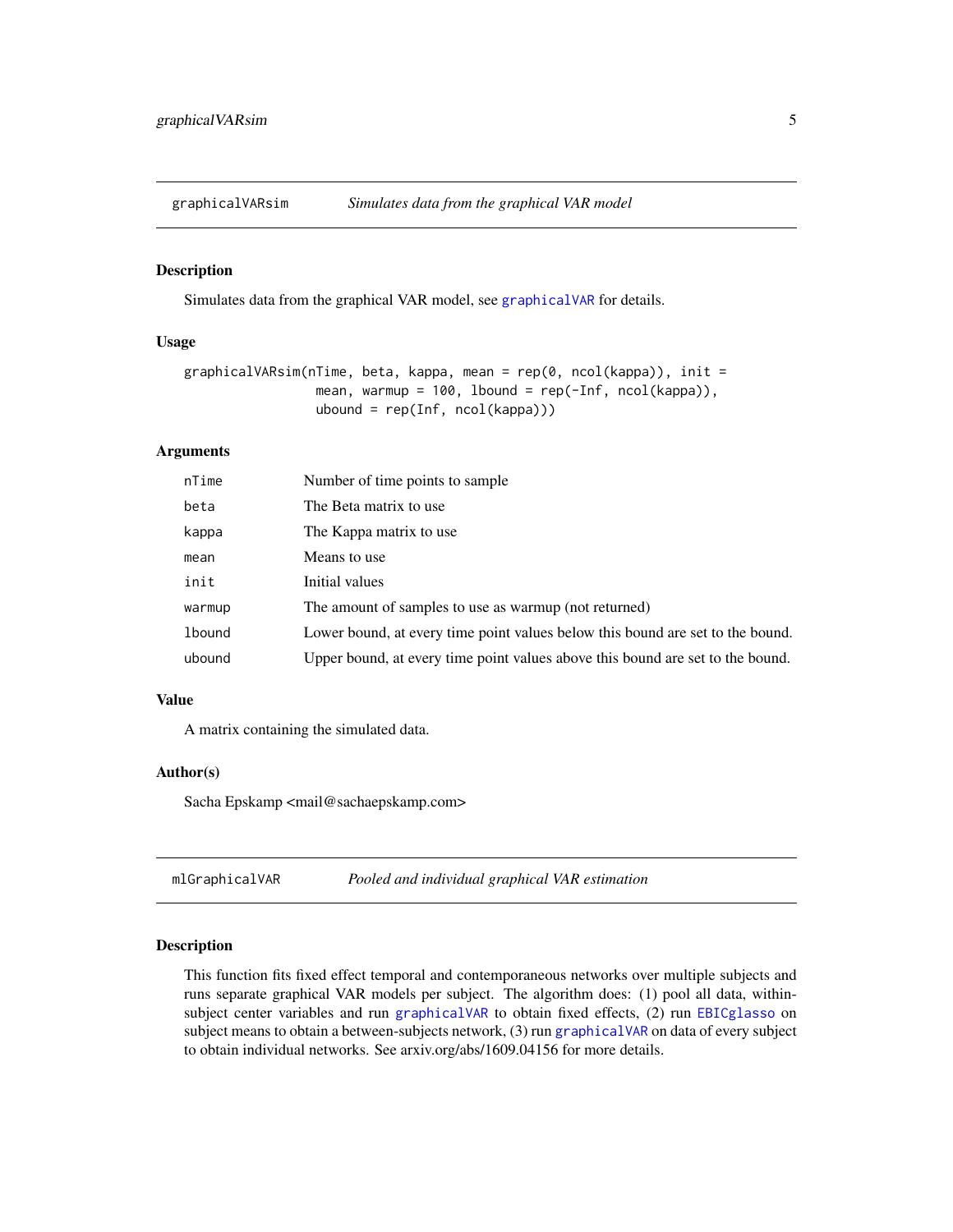## graphicalVARsim — *Simulates data from the graphical VAR model*

### Description

Simulates data from the graphical VAR model, see graphicalVAR for details.

### Usage

```
graphicalVARsim(nTime, beta, kappa, mean = rep(0, ncol(kappa)), init =
                mean, warmup = 100, lbound = rep(-Inf, ncol(kappa)),
                ubound = rep(Inf, ncol(kappa)))
```

### Arguments

| | |
|---|---|
| nTime | Number of time points to sample |
| beta | The Beta matrix to use |
| kappa | The Kappa matrix to use |
| mean | Means to use |
| init | Initial values |
| warmup | The amount of samples to use as warmup (not returned) |
| lbound | Lower bound, at every time point values below this bound are set to the bound. |
| ubound | Upper bound, at every time point values above this bound are set to the bound. |

### Value

A matrix containing the simulated data.

### Author(s)

Sacha Epskamp <mail@sachaepskamp.com>

## mlGraphicalVAR — *Pooled and individual graphical VAR estimation*

### Description

This function fits fixed effect temporal and contemporaneous networks over multiple subjects and runs separate graphical VAR models per subject. The algorithm does: (1) pool all data, within-subject center variables and run graphicalVAR to obtain fixed effects, (2) run EBICglasso on subject means to obtain a between-subjects network, (3) run graphicalVAR on data of every subject to obtain individual networks. See arxiv.org/abs/1609.04156 for more details.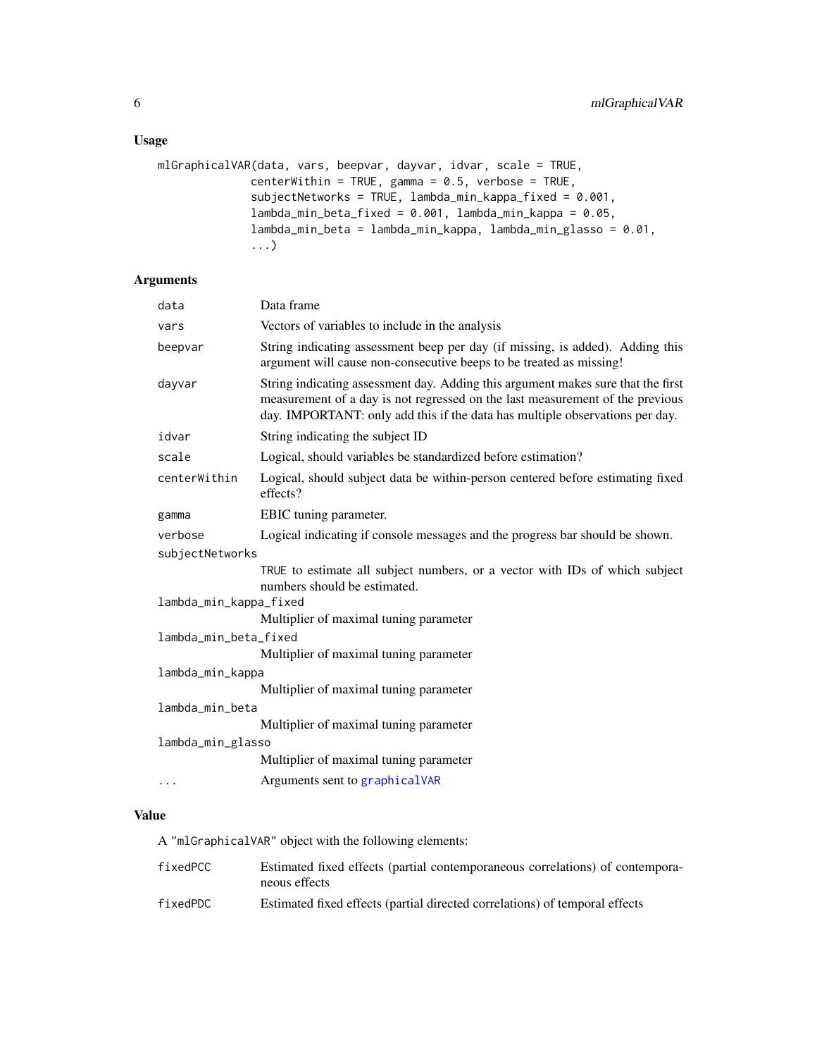## Usage

```
mlGraphicalVAR(data, vars, beepvar, dayvar, idvar, scale = TRUE,
              centerWithin = TRUE, gamma = 0.5, verbose = TRUE,
              subjectNetworks = TRUE, lambda_min_kappa_fixed = 0.001,
              lambda_min_beta_fixed = 0.001, lambda_min_kappa = 0.05,
              lambda_min_beta = lambda_min_kappa, lambda_min_glasso = 0.01,
              ...)
```

## Arguments

| | |
|---|---|
| `data` | Data frame |
| `vars` | Vectors of variables to include in the analysis |
| `beepvar` | String indicating assessment beep per day (if missing, is added). Adding this argument will cause non-consecutive beeps to be treated as missing! |
| `dayvar` | String indicating assessment day. Adding this argument makes sure that the first measurement of a day is not regressed on the last measurement of the previous day. IMPORTANT: only add this if the data has multiple observations per day. |
| `idvar` | String indicating the subject ID |
| `scale` | Logical, should variables be standardized before estimation? |
| `centerWithin` | Logical, should subject data be within-person centered before estimating fixed effects? |
| `gamma` | EBIC tuning parameter. |
| `verbose` | Logical indicating if console messages and the progress bar should be shown. |
| `subjectNetworks` | `TRUE` to estimate all subject numbers, or a vector with IDs of which subject numbers should be estimated. |
| `lambda_min_kappa_fixed` | Multiplier of maximal tuning parameter |
| `lambda_min_beta_fixed` | Multiplier of maximal tuning parameter |
| `lambda_min_kappa` | Multiplier of maximal tuning parameter |
| `lambda_min_beta` | Multiplier of maximal tuning parameter |
| `lambda_min_glasso` | Multiplier of maximal tuning parameter |
| `...` | Arguments sent to `graphicalVAR` |

## Value

A `"mlGraphicalVAR"` object with the following elements:

| | |
|---|---|
| `fixedPCC` | Estimated fixed effects (partial contemporaneous correlations) of contemporaneous effects |
| `fixedPDC` | Estimated fixed effects (partial directed correlations) of temporal effects |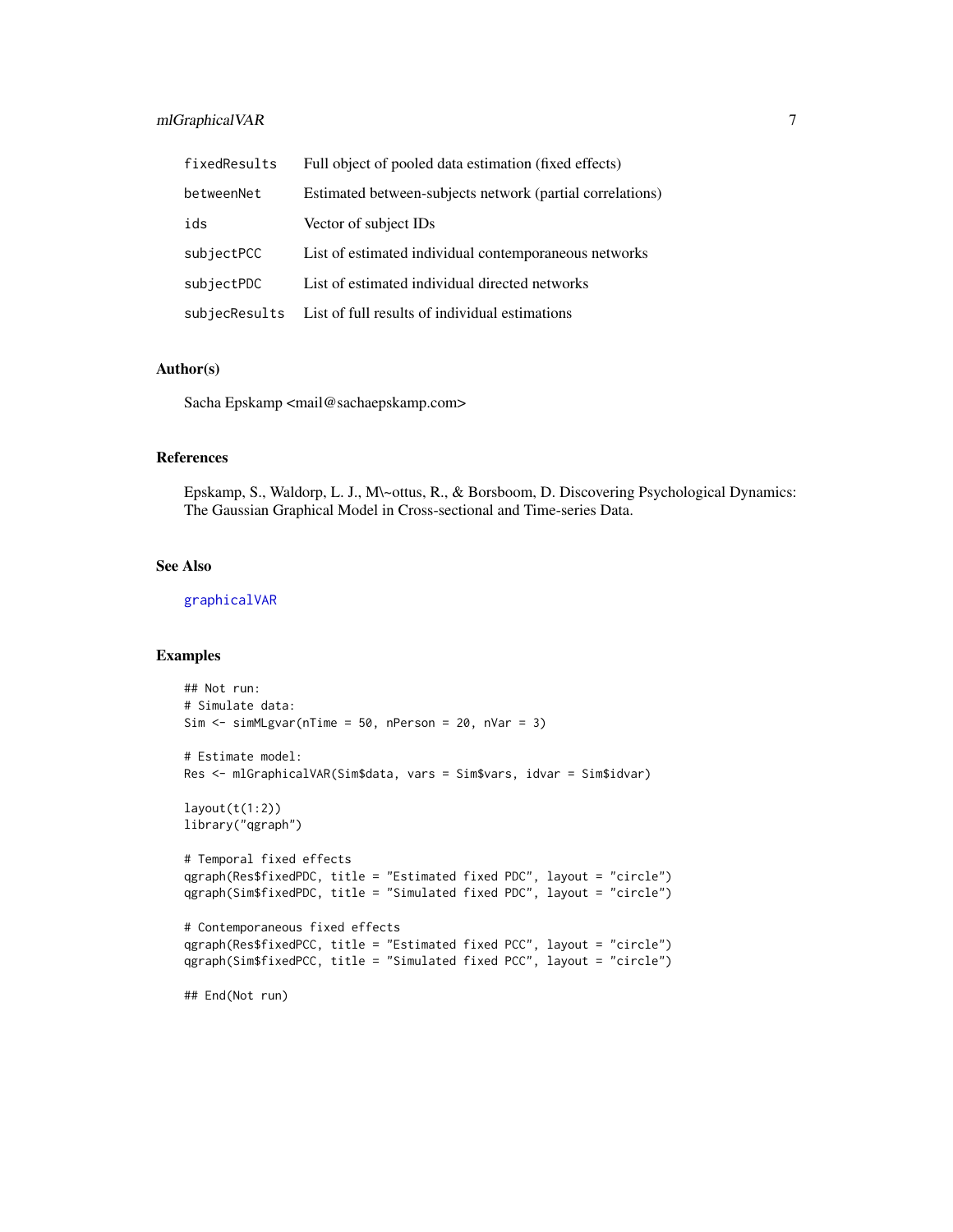| | |
|---|---|
| fixedResults | Full object of pooled data estimation (fixed effects) |
| betweenNet | Estimated between-subjects network (partial correlations) |
| ids | Vector of subject IDs |
| subjectPCC | List of estimated individual contemporaneous networks |
| subjectPDC | List of estimated individual directed networks |
| subjecResults | List of full results of individual estimations |

## Author(s)

Sacha Epskamp <mail@sachaepskamp.com>

## References

Epskamp, S., Waldorp, L. J., M\~ottus, R., & Borsboom, D. Discovering Psychological Dynamics: The Gaussian Graphical Model in Cross-sectional and Time-series Data.

## See Also

graphicalVAR

## Examples

```
## Not run:
# Simulate data:
Sim <- simMLgvar(nTime = 50, nPerson = 20, nVar = 3)

# Estimate model:
Res <- mlGraphicalVAR(Sim$data, vars = Sim$vars, idvar = Sim$idvar)

layout(t(1:2))
library("qgraph")

# Temporal fixed effects
qgraph(Res$fixedPDC, title = "Estimated fixed PDC", layout = "circle")
qgraph(Sim$fixedPDC, title = "Simulated fixed PDC", layout = "circle")

# Contemporaneous fixed effects
qgraph(Res$fixedPCC, title = "Estimated fixed PCC", layout = "circle")
qgraph(Sim$fixedPCC, title = "Simulated fixed PCC", layout = "circle")

## End(Not run)
```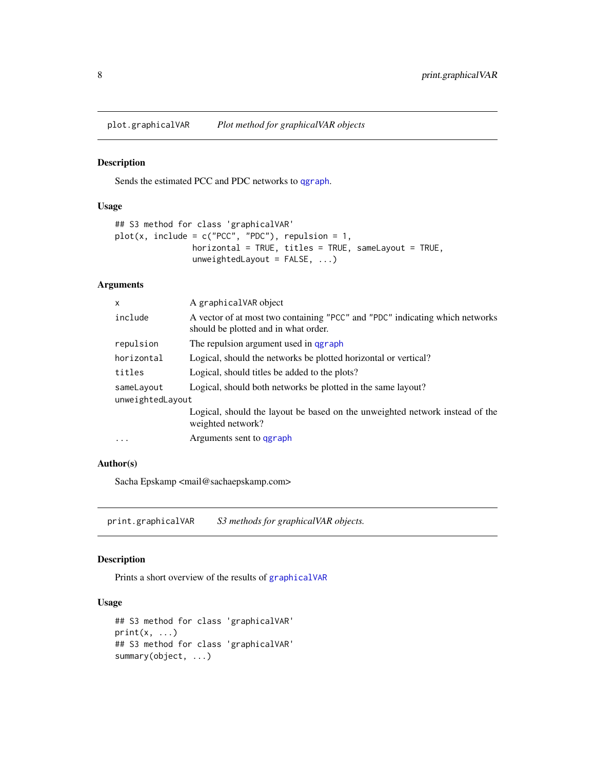## plot.graphicalVAR *Plot method for graphicalVAR objects*

### Description

Sends the estimated PCC and PDC networks to qgraph.

### Usage

```
## S3 method for class 'graphicalVAR'
plot(x, include = c("PCC", "PDC"), repulsion = 1,
                horizontal = TRUE, titles = TRUE, sameLayout = TRUE,
                unweightedLayout = FALSE, ...)
```

### Arguments

| | |
|---|---|
| x | A graphicalVAR object |
| include | A vector of at most two containing "PCC" and "PDC" indicating which networks should be plotted and in what order. |
| repulsion | The repulsion argument used in qgraph |
| horizontal | Logical, should the networks be plotted horizontal or vertical? |
| titles | Logical, should titles be added to the plots? |
| sameLayout | Logical, should both networks be plotted in the same layout? |
| unweightedLayout | Logical, should the layout be based on the unweighted network instead of the weighted network? |
| ... | Arguments sent to qgraph |

### Author(s)

Sacha Epskamp <mail@sachaepskamp.com>

## print.graphicalVAR *S3 methods for graphicalVAR objects.*

### Description

Prints a short overview of the results of graphicalVAR

### Usage

```
## S3 method for class 'graphicalVAR'
print(x, ...)
## S3 method for class 'graphicalVAR'
summary(object, ...)
```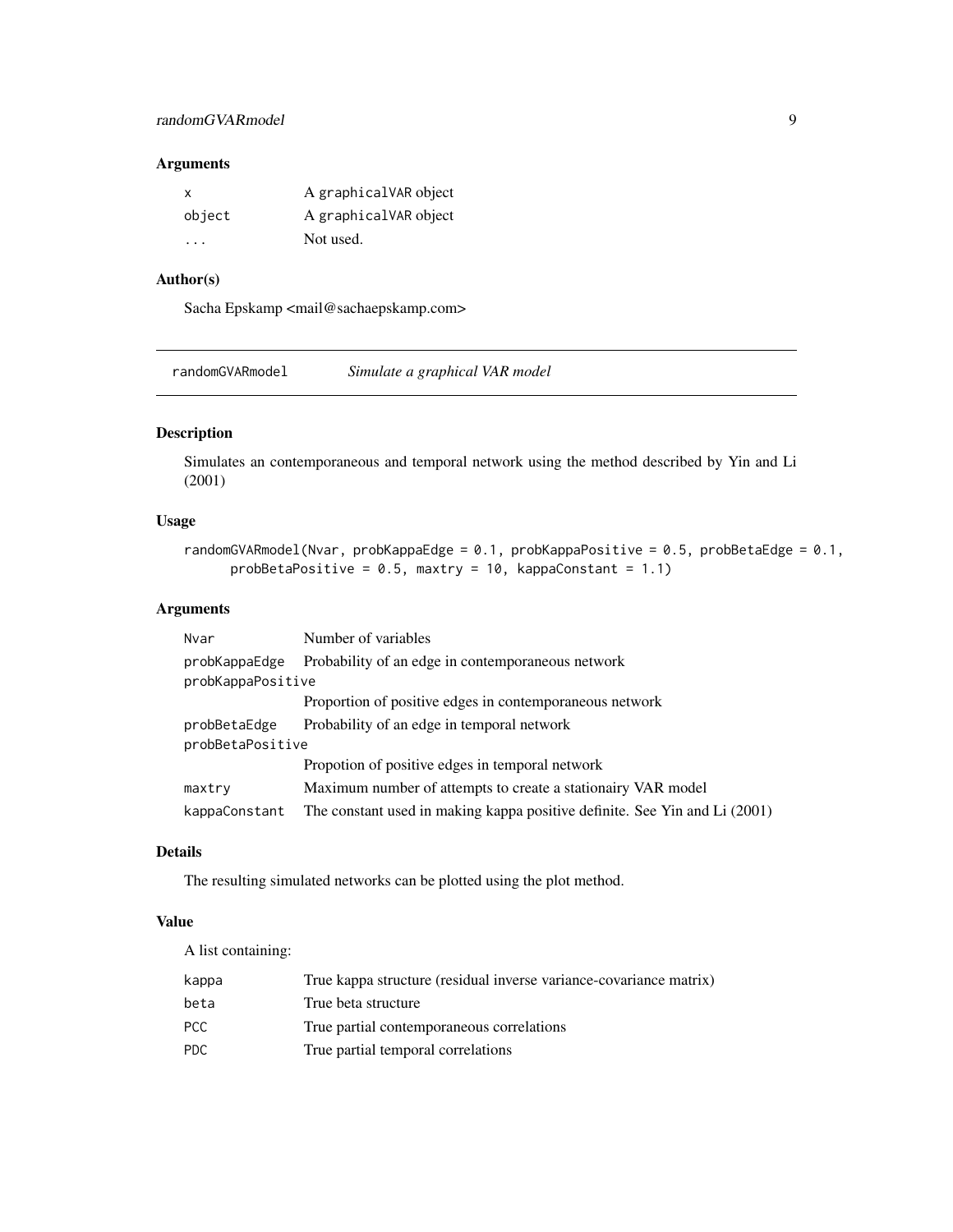### Arguments

| | |
|---|---|
| x | A graphicalVAR object |
| object | A graphicalVAR object |
| ... | Not used. |

### Author(s)

Sacha Epskamp <mail@sachaepskamp.com>

---

## randomGVARmodel    *Simulate a graphical VAR model*

---

### Description

Simulates an contemporaneous and temporal network using the method described by Yin and Li (2001)

### Usage

```
randomGVARmodel(Nvar, probKappaEdge = 0.1, probKappaPositive = 0.5, probBetaEdge = 0.1,
      probBetaPositive = 0.5, maxtry = 10, kappaConstant = 1.1)
```

### Arguments

| | |
|---|---|
| Nvar | Number of variables |
| probKappaEdge | Probability of an edge in contemporaneous network |
| probKappaPositive | Proportion of positive edges in contemporaneous network |
| probBetaEdge | Probability of an edge in temporal network |
| probBetaPositive | Propotion of positive edges in temporal network |
| maxtry | Maximum number of attempts to create a stationairy VAR model |
| kappaConstant | The constant used in making kappa positive definite. See Yin and Li (2001) |

### Details

The resulting simulated networks can be plotted using the plot method.

### Value

A list containing:

| | |
|---|---|
| kappa | True kappa structure (residual inverse variance-covariance matrix) |
| beta | True beta structure |
| PCC | True partial contemporaneous correlations |
| PDC | True partial temporal correlations |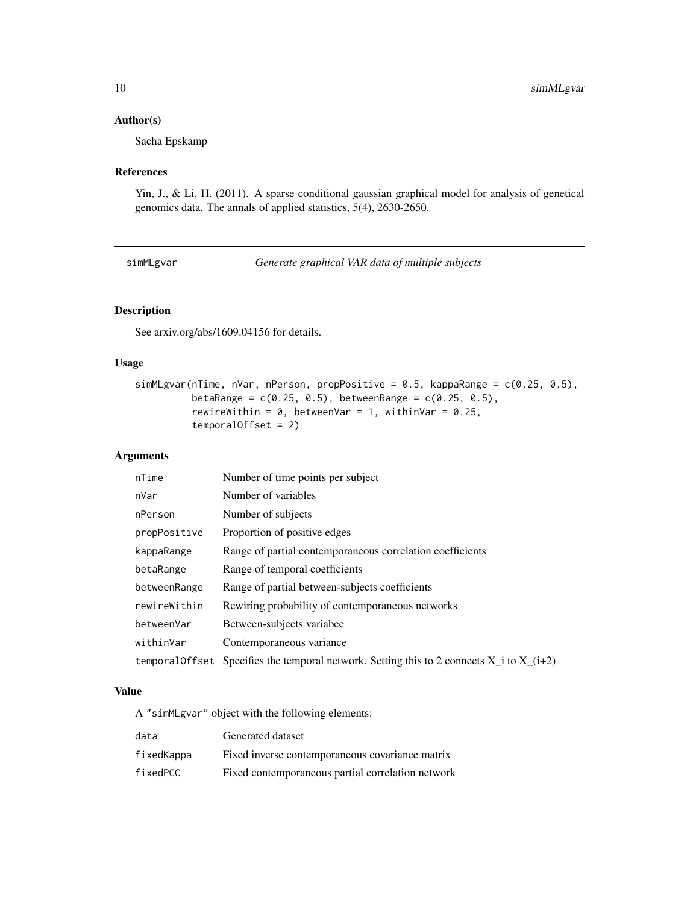## Author(s)

Sacha Epskamp

## References

Yin, J., & Li, H. (2011). A sparse conditional gaussian graphical model for analysis of genetical genomics data. The annals of applied statistics, 5(4), 2630-2650.

---

# simMLgvar — *Generate graphical VAR data of multiple subjects*

---

## Description

See arxiv.org/abs/1609.04156 for details.

## Usage

```
simMLgvar(nTime, nVar, nPerson, propPositive = 0.5, kappaRange = c(0.25, 0.5),
          betaRange = c(0.25, 0.5), betweenRange = c(0.25, 0.5),
          rewireWithin = 0, betweenVar = 1, withinVar = 0.25,
          temporalOffset = 2)
```

## Arguments

| | |
|---|---|
| `nTime` | Number of time points per subject |
| `nVar` | Number of variables |
| `nPerson` | Number of subjects |
| `propPositive` | Proportion of positive edges |
| `kappaRange` | Range of partial contemporaneous correlation coefficients |
| `betaRange` | Range of temporal coefficients |
| `betweenRange` | Range of partial between-subjects coefficients |
| `rewireWithin` | Rewiring probability of contemporaneous networks |
| `betweenVar` | Between-subjects variabce |
| `withinVar` | Contemporaneous variance |
| `temporalOffset` | Specifies the temporal network. Setting this to 2 connects X_i to X_(i+2) |

## Value

A "simMLgvar" object with the following elements:

| | |
|---|---|
| `data` | Generated dataset |
| `fixedKappa` | Fixed inverse contemporaneous covariance matrix |
| `fixedPCC` | Fixed contemporaneous partial correlation network |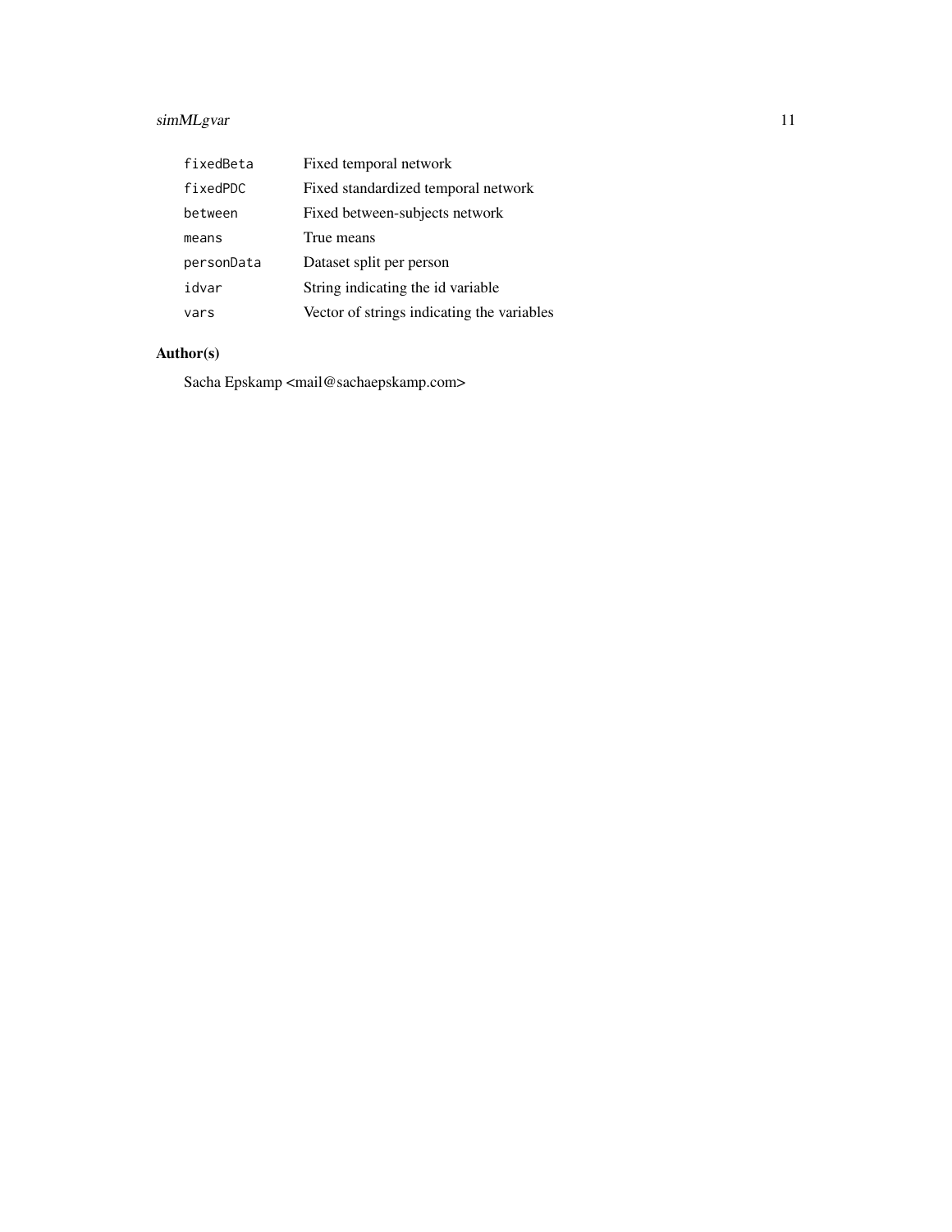| | |
|---|---|
| fixedBeta | Fixed temporal network |
| fixedPDC | Fixed standardized temporal network |
| between | Fixed between-subjects network |
| means | True means |
| personData | Dataset split per person |
| idvar | String indicating the id variable |
| vars | Vector of strings indicating the variables |

## Author(s)

Sacha Epskamp <mail@sachaepskamp.com>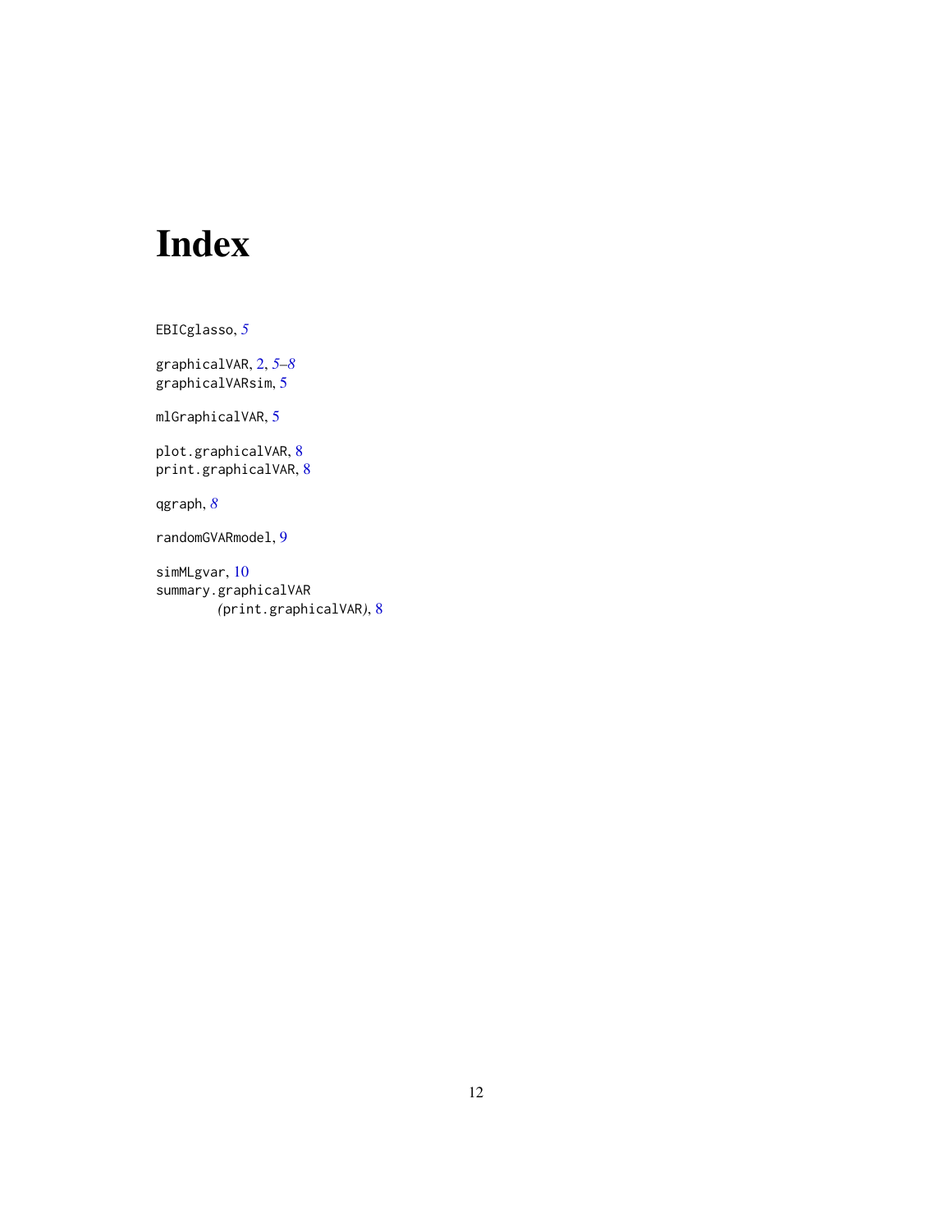# Index

EBICglasso, *5*

graphicalVAR, 2, *5–8*
graphicalVARsim, 5

mlGraphicalVAR, 5

plot.graphicalVAR, 8
print.graphicalVAR, 8

qgraph, *8*

randomGVARmodel, 9

simMLgvar, 10
summary.graphicalVAR
    (print.graphicalVAR), 8